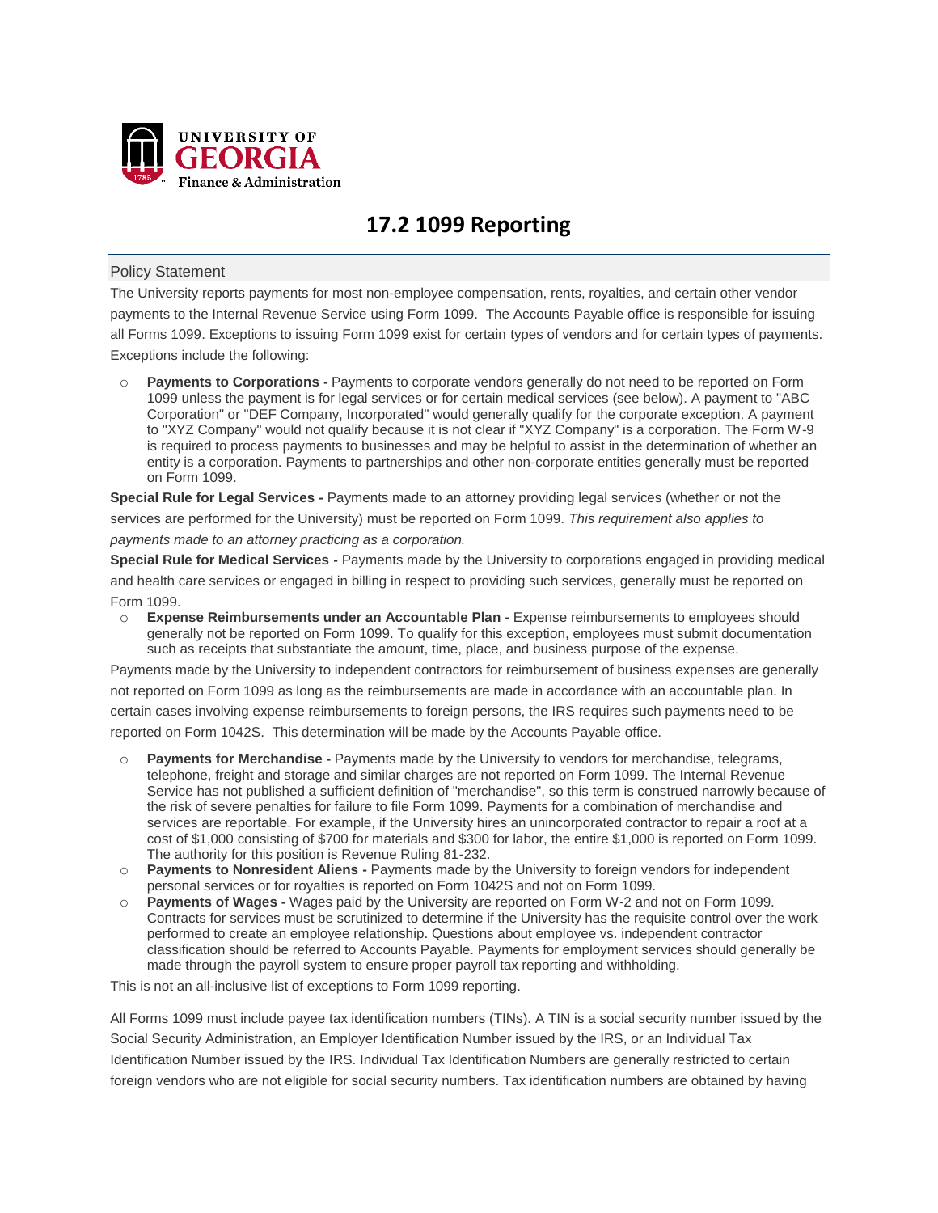# 17.2 1099 Reporting

## Policy Statement

The University reports payments for most non-employee compensation, rents, royalties, and certain other vendor payments to the Internal Revenue Service using Form 1099. The Accounts Payable office is responsible for issuing all Forms 1099. Exceptions to issuing Form 1099 exist for certain types of vendors and for certain types of payments. Exceptions include the following:

- **Payments to Corporations -** Payments to corporate vendors generally do not need to be reported on Form 1099 unless the payment is for legal services or for certain medical services (see below). A payment to "ABC Corporation" or "DEF Company, Incorporated" would generally qualify for the corporate exception. A payment to "XYZ Company" would not qualify because it is not clear if "XYZ Company" is a corporation. The Form W-9 is required to process payments to businesses and may be helpful to assist in the determination of whether an entity is a corporation. Payments to partnerships and other non-corporate entities generally must be reported on Form 1099.

**Special Rule for Legal Services -** Payments made to an attorney providing legal services (whether or not the services are performed for the University) must be reported on Form 1099. *This requirement also applies to payments made to an attorney practicing as a corporation.*

**Special Rule for Medical Services -** Payments made by the University to corporations engaged in providing medical and health care services or engaged in billing in respect to providing such services, generally must be reported on Form 1099.

- **Expense Reimbursements under an Accountable Plan -** Expense reimbursements to employees should generally not be reported on Form 1099. To qualify for this exception, employees must submit documentation such as receipts that substantiate the amount, time, place, and business purpose of the expense.

Payments made by the University to independent contractors for reimbursement of business expenses are generally not reported on Form 1099 as long as the reimbursements are made in accordance with an accountable plan. In certain cases involving expense reimbursements to foreign persons, the IRS requires such payments need to be reported on Form 1042S. This determination will be made by the Accounts Payable office.

- **Payments for Merchandise -** Payments made by the University to vendors for merchandise, telegrams, telephone, freight and storage and similar charges are not reported on Form 1099. The Internal Revenue Service has not published a sufficient definition of "merchandise", so this term is construed narrowly because of the risk of severe penalties for failure to file Form 1099. Payments for a combination of merchandise and services are reportable. For example, if the University hires an unincorporated contractor to repair a roof at a cost of $1,000 consisting of $700 for materials and $300 for labor, the entire $1,000 is reported on Form 1099. The authority for this position is Revenue Ruling 81-232.
- **Payments to Nonresident Aliens -** Payments made by the University to foreign vendors for independent personal services or for royalties is reported on Form 1042S and not on Form 1099.
- **Payments of Wages -** Wages paid by the University are reported on Form W-2 and not on Form 1099. Contracts for services must be scrutinized to determine if the University has the requisite control over the work performed to create an employee relationship. Questions about employee vs. independent contractor classification should be referred to Accounts Payable. Payments for employment services should generally be made through the payroll system to ensure proper payroll tax reporting and withholding.

This is not an all-inclusive list of exceptions to Form 1099 reporting.

All Forms 1099 must include payee tax identification numbers (TINs). A TIN is a social security number issued by the Social Security Administration, an Employer Identification Number issued by the IRS, or an Individual Tax Identification Number issued by the IRS. Individual Tax Identification Numbers are generally restricted to certain foreign vendors who are not eligible for social security numbers. Tax identification numbers are obtained by having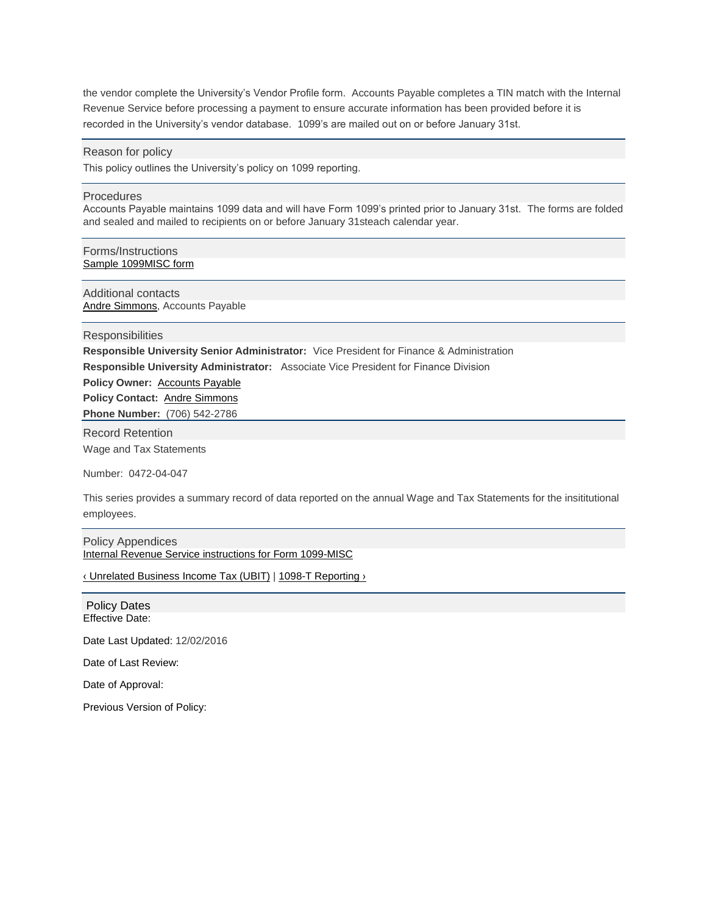the vendor complete the University's Vendor Profile form. Accounts Payable completes a TIN match with the Internal Revenue Service before processing a payment to ensure accurate information has been provided before it is recorded in the University's vendor database. 1099's are mailed out on or before January 31st.

## Reason for policy

This policy outlines the University's policy on 1099 reporting.

## Procedures

Accounts Payable maintains 1099 data and will have Form 1099's printed prior to January 31st. The forms are folded and sealed and mailed to recipients on or before January 31steach calendar year.

## Forms/Instructions

Sample 1099MISC form

## Additional contacts

Andre Simmons, Accounts Payable

## Responsibilities

**Responsible University Senior Administrator:** Vice President for Finance & Administration

**Responsible University Administrator:** Associate Vice President for Finance Division

**Policy Owner:** Accounts Payable

**Policy Contact:** Andre Simmons

**Phone Number:** (706) 542-2786

## Record Retention

Wage and Tax Statements

Number: 0472-04-047

This series provides a summary record of data reported on the annual Wage and Tax Statements for the insititutional employees.

## Policy Appendices

Internal Revenue Service instructions for Form 1099-MISC

‹ Unrelated Business Income Tax (UBIT) | 1098-T Reporting ›

## Policy Dates

Effective Date:

Date Last Updated: 12/02/2016

Date of Last Review:

Date of Approval:

Previous Version of Policy: